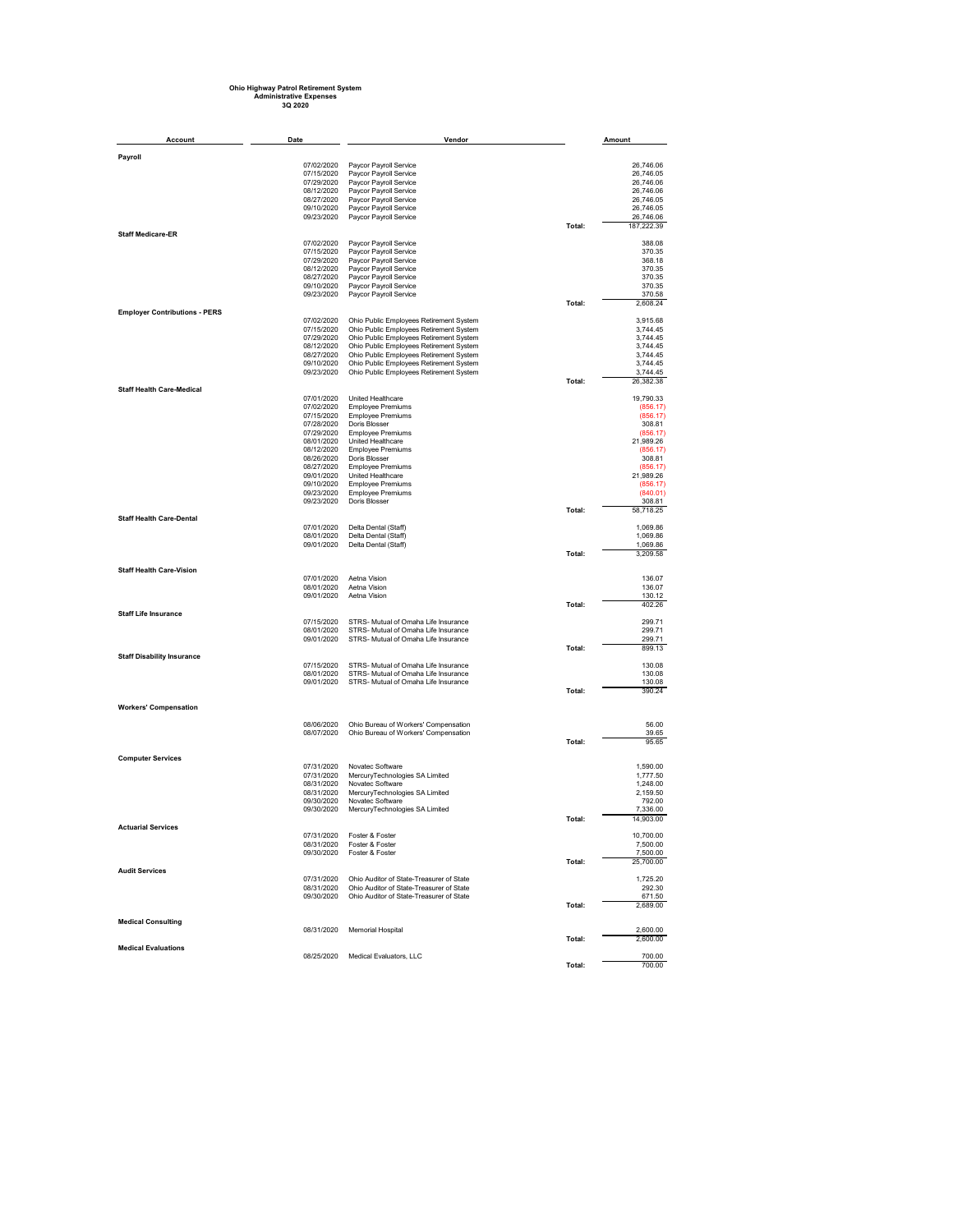**Ohio Highway Patrol Retirement System**
**Administrative Expenses**
**3Q 2020**

| Account | Date | Vendor | | Amount |
|---|---|---|---|---|
| **Payroll** | | | | |
| | 07/02/2020 | Paycor Payroll Service | | 26,746.06 |
| | 07/15/2020 | Paycor Payroll Service | | 26,746.05 |
| | 07/29/2020 | Paycor Payroll Service | | 26,746.06 |
| | 08/12/2020 | Paycor Payroll Service | | 26,746.06 |
| | 08/27/2020 | Paycor Payroll Service | | 26,746.05 |
| | 09/10/2020 | Paycor Payroll Service | | 26,746.05 |
| | 09/23/2020 | Paycor Payroll Service | | 26,746.06 |
| | | | Total: | 187,222.39 |
| **Staff Medicare-ER** | | | | |
| | 07/02/2020 | Paycor Payroll Service | | 388.08 |
| | 07/15/2020 | Paycor Payroll Service | | 370.35 |
| | 07/29/2020 | Paycor Payroll Service | | 368.18 |
| | 08/12/2020 | Paycor Payroll Service | | 370.35 |
| | 08/27/2020 | Paycor Payroll Service | | 370.35 |
| | 09/10/2020 | Paycor Payroll Service | | 370.35 |
| | 09/23/2020 | Paycor Payroll Service | | 370.58 |
| | | | Total: | 2,608.24 |
| **Employer Contributions - PERS** | | | | |
| | 07/02/2020 | Ohio Public Employees Retirement System | | 3,915.68 |
| | 07/15/2020 | Ohio Public Employees Retirement System | | 3,744.45 |
| | 07/29/2020 | Ohio Public Employees Retirement System | | 3,744.45 |
| | 08/12/2020 | Ohio Public Employees Retirement System | | 3,744.45 |
| | 08/27/2020 | Ohio Public Employees Retirement System | | 3,744.45 |
| | 09/10/2020 | Ohio Public Employees Retirement System | | 3,744.45 |
| | 09/23/2020 | Ohio Public Employees Retirement System | | 3,744.45 |
| | | | Total: | 26,382.38 |
| **Staff Health Care-Medical** | | | | |
| | 07/01/2020 | United Healthcare | | 19,790.33 |
| | 07/02/2020 | Employee Premiums | | (856.17) |
| | 07/15/2020 | Employee Premiums | | (856.17) |
| | 07/28/2020 | Doris Blosser | | 308.81 |
| | 07/29/2020 | Employee Premiums | | (856.17) |
| | 08/01/2020 | United Healthcare | | 21,989.26 |
| | 08/12/2020 | Employee Premiums | | (856.17) |
| | 08/26/2020 | Doris Blosser | | 308.81 |
| | 08/27/2020 | Employee Premiums | | (856.17) |
| | 09/01/2020 | United Healthcare | | 21,989.26 |
| | 09/10/2020 | Employee Premiums | | (856.17) |
| | 09/23/2020 | Employee Premiums | | (840.01) |
| | 09/23/2020 | Doris Blosser | | 308.81 |
| | | | Total: | 58,718.25 |
| **Staff Health Care-Dental** | | | | |
| | 07/01/2020 | Delta Dental (Staff) | | 1,069.86 |
| | 08/01/2020 | Delta Dental (Staff) | | 1,069.86 |
| | 09/01/2020 | Delta Dental (Staff) | | 1,069.86 |
| | | | Total: | 3,209.58 |
| **Staff Health Care-Vision** | | | | |
| | 07/01/2020 | Aetna Vision | | 136.07 |
| | 08/01/2020 | Aetna Vision | | 136.07 |
| | 09/01/2020 | Aetna Vision | | 130.12 |
| | | | Total: | 402.26 |
| **Staff Life Insurance** | | | | |
| | 07/15/2020 | STRS- Mutual of Omaha Life Insurance | | 299.71 |
| | 08/01/2020 | STRS- Mutual of Omaha Life Insurance | | 299.71 |
| | 09/01/2020 | STRS- Mutual of Omaha Life Insurance | | 299.71 |
| | | | Total: | 899.13 |
| **Staff Disability Insurance** | | | | |
| | 07/15/2020 | STRS- Mutual of Omaha Life Insurance | | 130.08 |
| | 08/01/2020 | STRS- Mutual of Omaha Life Insurance | | 130.08 |
| | 09/01/2020 | STRS- Mutual of Omaha Life Insurance | | 130.08 |
| | | | Total: | 390.24 |
| **Workers' Compensation** | | | | |
| | 08/06/2020 | Ohio Bureau of Workers' Compensation | | 56.00 |
| | 08/07/2020 | Ohio Bureau of Workers' Compensation | | 39.65 |
| | | | Total: | 95.65 |
| **Computer Services** | | | | |
| | 07/31/2020 | Novatec Software | | 1,590.00 |
| | 07/31/2020 | MercuryTechnologies SA Limited | | 1,777.50 |
| | 08/31/2020 | Novatec Software | | 1,248.00 |
| | 08/31/2020 | MercuryTechnologies SA Limited | | 2,159.50 |
| | 09/30/2020 | Novatec Software | | 792.00 |
| | 09/30/2020 | MercuryTechnologies SA Limited | | 7,336.00 |
| | | | Total: | 14,903.00 |
| **Actuarial Services** | | | | |
| | 07/31/2020 | Foster & Foster | | 10,700.00 |
| | 08/31/2020 | Foster & Foster | | 7,500.00 |
| | 09/30/2020 | Foster & Foster | | 7,500.00 |
| | | | Total: | 25,700.00 |
| **Audit Services** | | | | |
| | 07/31/2020 | Ohio Auditor of State-Treasurer of State | | 1,725.20 |
| | 08/31/2020 | Ohio Auditor of State-Treasurer of State | | 292.30 |
| | 09/30/2020 | Ohio Auditor of State-Treasurer of State | | 671.50 |
| | | | Total: | 2,689.00 |
| **Medical Consulting** | | | | |
| | 08/31/2020 | Memorial Hospital | | 2,600.00 |
| | | | Total: | 2,600.00 |
| **Medical Evaluations** | | | | |
| | 08/25/2020 | Medical Evaluators, LLC | | 700.00 |
| | | | Total: | 700.00 |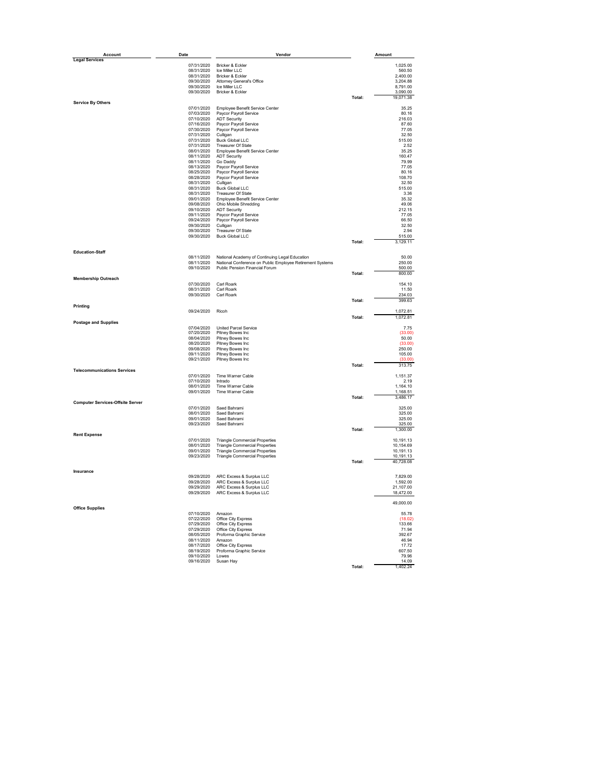| Account | Date | Vendor | | Amount |
|---|---|---|---|---|
| **Legal Services** | | | | |
| | 07/31/2020 | Bricker & Eckler | | 1,025.00 |
| | 08/31/2020 | Ice Miller LLC | | 560.50 |
| | 08/31/2020 | Bricker & Eckler | | 2,400.00 |
| | 09/30/2020 | Attorney General's Office | | 3,204.88 |
| | 09/30/2020 | Ice Miller LLC | | 8,791.00 |
| | 09/30/2020 | Bricker & Eckler | | 3,090.00 |
| | | | Total: | 19,071.38 |
| **Service By Others** | | | | |
| | 07/01/2020 | Employee Benefit Service Center | | 35.25 |
| | 07/03/2020 | Paycor Payroll Service | | 80.16 |
| | 07/10/2020 | ADT Security | | 216.03 |
| | 07/16/2020 | Paycor Payroll Service | | 87.60 |
| | 07/30/2020 | Paycor Payroll Service | | 77.05 |
| | 07/31/2020 | Culligan | | 32.50 |
| | 07/31/2020 | Buck Global LLC | | 515.00 |
| | 07/31/2020 | Treasurer Of State | | 2.52 |
| | 08/01/2020 | Employee Benefit Service Center | | 35.25 |
| | 08/11/2020 | ADT Security | | 160.47 |
| | 08/11/2020 | Go Daddy | | 79.99 |
| | 08/13/2020 | Paycor Payroll Service | | 77.05 |
| | 08/25/2020 | Paycor Payroll Service | | 80.16 |
| | 08/28/2020 | Paycor Payroll Service | | 108.70 |
| | 08/31/2020 | Culligan | | 32.50 |
| | 08/31/2020 | Buck Global LLC | | 515.00 |
| | 08/31/2020 | Treasurer Of State | | 3.36 |
| | 09/01/2020 | Employee Benefit Service Center | | 35.32 |
| | 09/08/2020 | Ohio Mobile Shredding | | 49.06 |
| | 09/10/2020 | ADT Security | | 212.15 |
| | 09/11/2020 | Paycor Payroll Service | | 77.05 |
| | 09/24/2020 | Paycor Payroll Service | | 66.50 |
| | 09/30/2020 | Culligan | | 32.50 |
| | 09/30/2020 | Treasurer Of State | | 2.94 |
| | 09/30/2020 | Buck Global LLC | | 515.00 |
| | | | Total: | 3,129.11 |
| **Education-Staff** | | | | |
| | 08/11/2020 | National Academy of Continuing Legal Education | | 50.00 |
| | 08/11/2020 | National Conference on Public Employee Retirement Systems | | 250.00 |
| | 09/10/2020 | Public Pension Financial Forum | | 500.00 |
| | | | Total: | 800.00 |
| **Membership Outreach** | | | | |
| | 07/30/2020 | Carl Roark | | 154.10 |
| | 08/31/2020 | Carl Roark | | 11.50 |
| | 09/30/2020 | Carl Roark | | 234.03 |
| | | | Total: | 399.63 |
| **Printing** | | | | |
| | 09/24/2020 | Ricoh | | 1,072.81 |
| | | | Total: | 1,072.81 |
| **Postage and Supplies** | | | | |
| | 07/04/2020 | United Parcel Service | | 7.75 |
| | 07/20/2020 | Pitney Bowes Inc | | (33.00) |
| | 08/04/2020 | Pitney Bowes Inc | | 50.00 |
| | 08/20/2020 | Pitney Bowes Inc | | (33.00) |
| | 09/08/2020 | Pitney Bowes Inc | | 250.00 |
| | 09/11/2020 | Pitney Bowes Inc | | 105.00 |
| | 09/21/2020 | Pitney Bowes Inc | | (33.00) |
| | | | Total: | 313.75 |
| **Telecommunications Services** | | | | |
| | 07/01/2020 | Time Warner Cable | | 1,151.37 |
| | 07/10/2020 | Intrado | | 2.19 |
| | 08/01/2020 | Time Warner Cable | | 1,164.10 |
| | 09/01/2020 | Time Warner Cable | | 1,168.51 |
| | | | Total: | 3,486.17 |
| **Computer Services-Offsite Server** | | | | |
| | 07/01/2020 | Saed Bahrami | | 325.00 |
| | 08/01/2020 | Saed Bahrami | | 325.00 |
| | 09/01/2020 | Saed Bahrami | | 325.00 |
| | 09/23/2020 | Saed Bahrami | | 325.00 |
| | | | Total: | 1,300.00 |
| **Rent Expense** | | | | |
| | 07/01/2020 | Triangle Commercial Properties | | 10,191.13 |
| | 08/01/2020 | Triangle Commercial Properties | | 10,154.69 |
| | 09/01/2020 | Triangle Commercial Properties | | 10,191.13 |
| | 09/23/2020 | Triangle Commercial Properties | | 10,191.13 |
| | | | Total: | 40,728.08 |
| **Insurance** | | | | |
| | 09/28/2020 | ARC Excess & Surplus LLC | | 7,829.00 |
| | 09/28/2020 | ARC Excess & Surplus LLC | | 1,592.00 |
| | 09/29/2020 | ARC Excess & Surplus LLC | | 21,107.00 |
| | 09/29/2020 | ARC Excess & Surplus LLC | | 18,472.00 |
| | | | | 49,000.00 |
| **Office Supplies** | | | | |
| | 07/10/2020 | Amazon | | 55.78 |
| | 07/22/2020 | Office City Express | | (18.02) |
| | 07/29/2020 | Office City Express | | 133.66 |
| | 07/29/2020 | Office City Express | | 71.94 |
| | 08/05/2020 | Proforma Graphic Service | | 392.67 |
| | 08/11/2020 | Amazon | | 46.94 |
| | 08/17/2020 | Office City Express | | 17.72 |
| | 08/19/2020 | Proforma Graphic Service | | 607.50 |
| | 09/10/2020 | Lowes | | 79.96 |
| | 09/16/2020 | Susan Hay | | 14.09 |
| | | | Total: | 1,402.24 |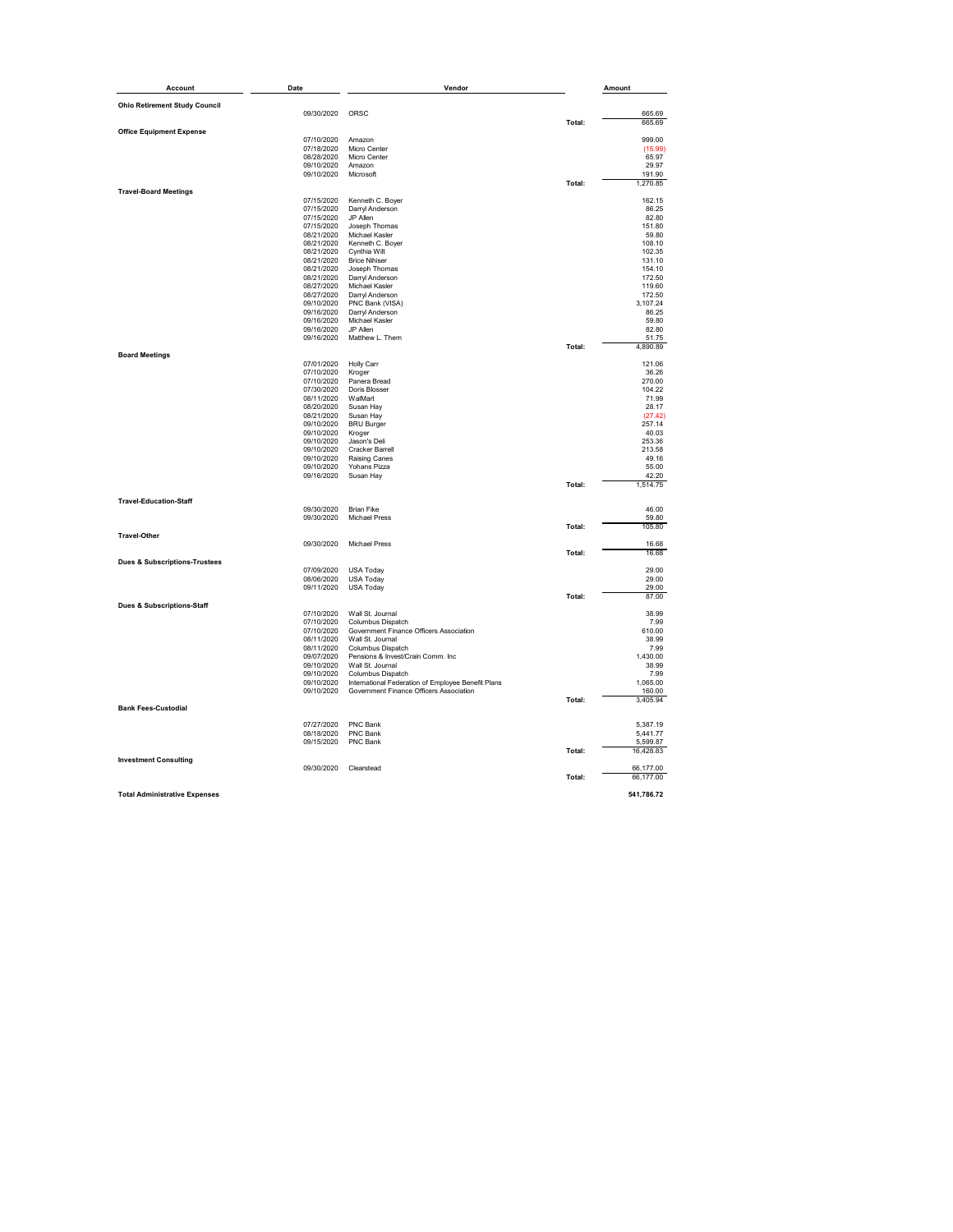| Account | Date | Vendor | | Amount |
| --- | --- | --- | --- | --- |
| **Ohio Retirement Study Council** | | | | |
| | 09/30/2020 | ORSC | | 665.69 |
| | | | Total: | 665.69 |
| **Office Equipment Expense** | | | | |
| | 07/10/2020 | Amazon | | 999.00 |
| | 07/18/2020 | Micro Center | | (15.99) |
| | 08/28/2020 | Micro Center | | 65.97 |
| | 09/10/2020 | Amazon | | 29.97 |
| | 09/10/2020 | Microsoft | | 191.90 |
| | | | Total: | 1,270.85 |
| **Travel-Board Meetings** | | | | |
| | 07/15/2020 | Kenneth C. Boyer | | 162.15 |
| | 07/15/2020 | Darryl Anderson | | 86.25 |
| | 07/15/2020 | JP Allen | | 82.80 |
| | 07/15/2020 | Joseph Thomas | | 151.80 |
| | 08/21/2020 | Michael Kasler | | 59.80 |
| | 08/21/2020 | Kenneth C. Boyer | | 108.10 |
| | 08/21/2020 | Cynthia Wilt | | 102.35 |
| | 08/21/2020 | Brice Nihiser | | 131.10 |
| | 08/21/2020 | Joseph Thomas | | 154.10 |
| | 08/21/2020 | Darryl Anderson | | 172.50 |
| | 08/27/2020 | Michael Kasler | | 119.60 |
| | 08/27/2020 | Darryl Anderson | | 172.50 |
| | 09/10/2020 | PNC Bank (VISA) | | 3,107.24 |
| | 09/16/2020 | Darryl Anderson | | 86.25 |
| | 09/16/2020 | Michael Kasler | | 59.80 |
| | 09/16/2020 | JP Allen | | 82.80 |
| | 09/16/2020 | Matthew L. Them | | 51.75 |
| | | | Total: | 4,890.89 |
| **Board Meetings** | | | | |
| | 07/01/2020 | Holly Carr | | 121.06 |
| | 07/10/2020 | Kroger | | 36.26 |
| | 07/10/2020 | Panera Bread | | 270.00 |
| | 07/30/2020 | Doris Blosser | | 104.22 |
| | 08/11/2020 | WalMart | | 71.99 |
| | 08/20/2020 | Susan Hay | | 28.17 |
| | 08/21/2020 | Susan Hay | | (27.42) |
| | 09/10/2020 | BRU Burger | | 257.14 |
| | 09/10/2020 | Kroger | | 40.03 |
| | 09/10/2020 | Jason's Deli | | 253.36 |
| | 09/10/2020 | Cracker Barrell | | 213.58 |
| | 09/10/2020 | Raising Canes | | 49.16 |
| | 09/10/2020 | Yohans Pizza | | 55.00 |
| | 09/16/2020 | Susan Hay | | 42.20 |
| | | | Total: | 1,514.75 |
| **Travel-Education-Staff** | | | | |
| | 09/30/2020 | Brian Fike | | 46.00 |
| | 09/30/2020 | Michael Press | | 59.80 |
| | | | Total: | 105.80 |
| **Travel-Other** | | | | |
| | 09/30/2020 | Michael Press | | 16.68 |
| | | | Total: | 16.68 |
| **Dues & Subscriptions-Trustees** | | | | |
| | 07/09/2020 | USA Today | | 29.00 |
| | 08/06/2020 | USA Today | | 29.00 |
| | 09/11/2020 | USA Today | | 29.00 |
| | | | Total: | 87.00 |
| **Dues & Subscriptions-Staff** | | | | |
| | 07/10/2020 | Wall St. Journal | | 38.99 |
| | 07/10/2020 | Columbus Dispatch | | 7.99 |
| | 07/10/2020 | Government Finance Officers Association | | 610.00 |
| | 08/11/2020 | Wall St. Journal | | 38.99 |
| | 08/11/2020 | Columbus Dispatch | | 7.99 |
| | 09/07/2020 | Pensions & Invest/Crain Comm. Inc | | 1,430.00 |
| | 09/10/2020 | Wall St. Journal | | 38.99 |
| | 09/10/2020 | Columbus Dispatch | | 7.99 |
| | 09/10/2020 | International Federation of Employee Benefit Plans | | 1,065.00 |
| | 09/10/2020 | Government Finance Officers Association | | 160.00 |
| | | | Total: | 3,405.94 |
| **Bank Fees-Custodial** | | | | |
| | 07/27/2020 | PNC Bank | | 5,387.19 |
| | 08/18/2020 | PNC Bank | | 5,441.77 |
| | 09/15/2020 | PNC Bank | | 5,599.87 |
| | | | Total: | 16,428.83 |
| **Investment Consulting** | | | | |
| | 09/30/2020 | Clearstead | | 66,177.00 |
| | | | Total: | 66,177.00 |
| **Total Administrative Expenses** | | | | **541,786.72** |